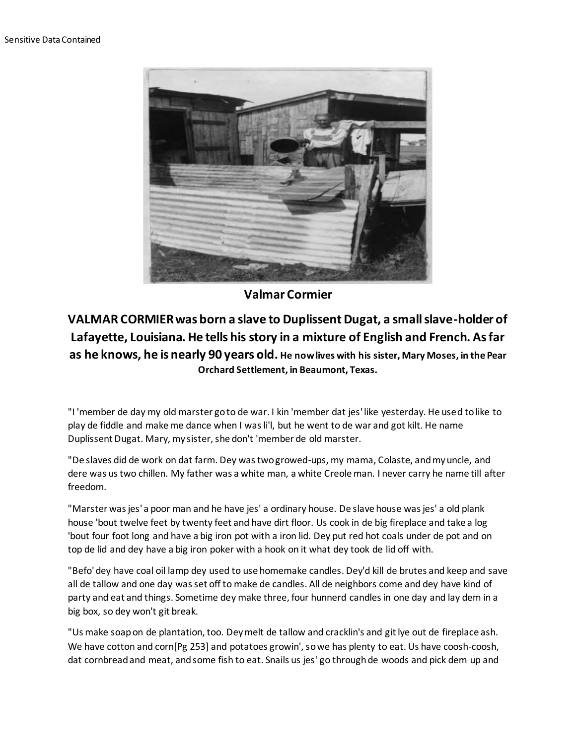Sensitive Data Contained

**Valmar Cormier**

## VALMAR CORMIER was born a slave to Duplissent Dugat, a small slave-holder of Lafayette, Louisiana. He tells his story in a mixture of English and French. As far as he knows, he is nearly 90 years old. He now lives with his sister, Mary Moses, in the Pear Orchard Settlement, in Beaumont, Texas.

"I 'member de day my old marster go to de war. I kin 'member dat jes' like yesterday. He used to like to play de fiddle and make me dance when I was li'l, but he went to de war and got kilt. He name Duplissent Dugat. Mary, my sister, she don't 'member de old marster.

"De slaves did de work on dat farm. Dey was two growed-ups, my mama, Colaste, and my uncle, and dere was us two chillen. My father was a white man, a white Creole man. I never carry he name till after freedom.

"Marster was jes' a poor man and he have jes' a ordinary house. De slave house was jes' a old plank house 'bout twelve feet by twenty feet and have dirt floor. Us cook in de big fireplace and take a log 'bout four foot long and have a big iron pot with a iron lid. Dey put red hot coals under de pot and on top de lid and dey have a big iron poker with a hook on it what dey took de lid off with.

"Befo' dey have coal oil lamp dey used to use homemake candles. Dey'd kill de brutes and keep and save all de tallow and one day was set off to make de candles. All de neighbors come and dey have kind of party and eat and things. Sometime dey make three, four hunnerd candles in one day and lay dem in a big box, so dey won't git break.

"Us make soap on de plantation, too. Dey melt de tallow and cracklin's and git lye out de fireplace ash. We have cotton and corn[Pg 253] and potatoes growin', so we has plenty to eat. Us have coosh-coosh, dat cornbread and meat, and some fish to eat. Snails us jes' go through de woods and pick dem up and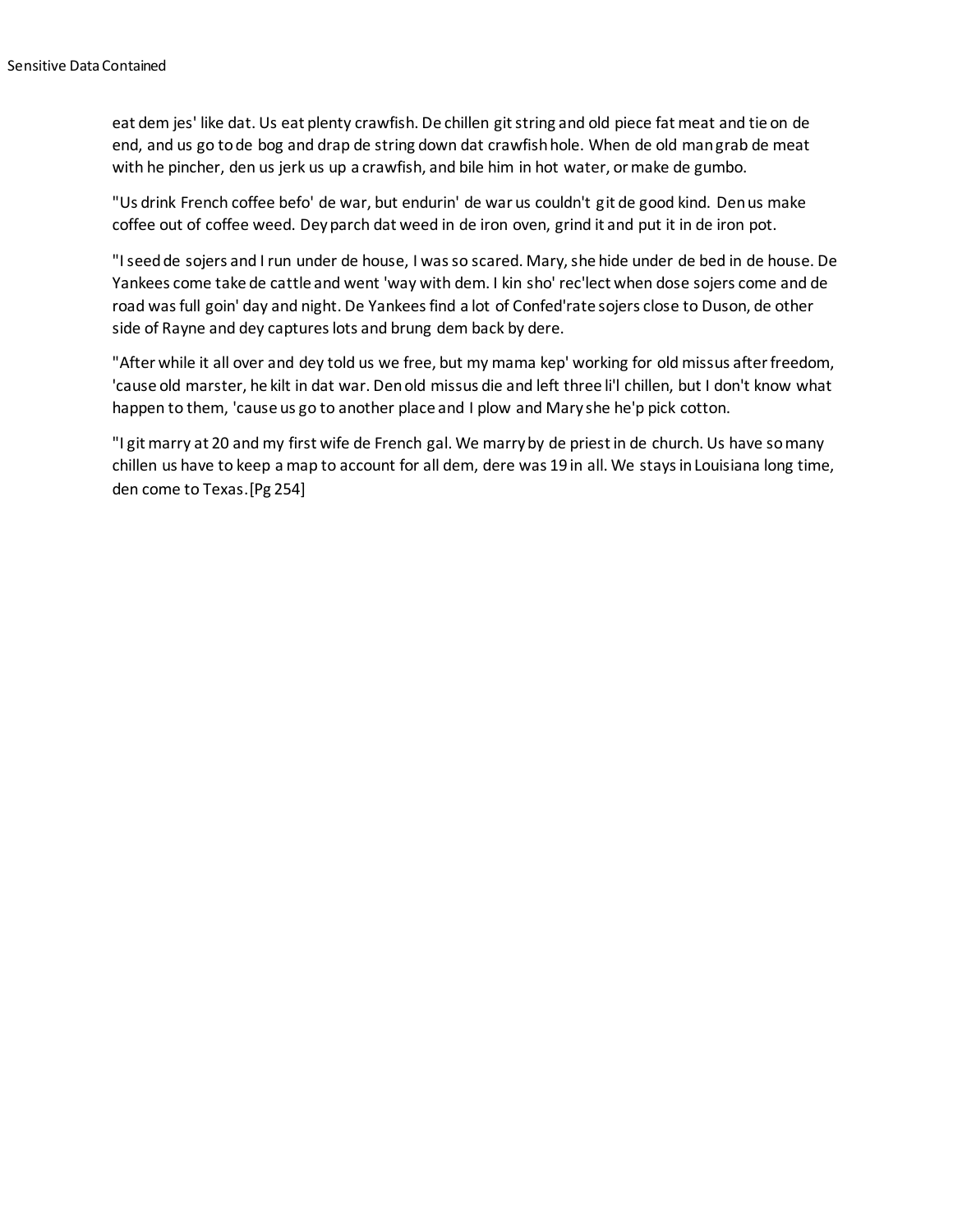eat dem jes' like dat. Us eat plenty crawfish. De chillen git string and old piece fat meat and tie on de end, and us go to de bog and drap de string down dat crawfish hole. When de old man grab de meat with he pincher, den us jerk us up a crawfish, and bile him in hot water, or make de gumbo.

"Us drink French coffee befo' de war, but endurin' de war us couldn't git de good kind. Den us make coffee out of coffee weed. Dey parch dat weed in de iron oven, grind it and put it in de iron pot.

"I seed de sojers and I run under de house, I was so scared. Mary, she hide under de bed in de house. De Yankees come take de cattle and went 'way with dem. I kin sho' rec'lect when dose sojers come and de road was full goin' day and night. De Yankees find a lot of Confed'rate sojers close to Duson, de other side of Rayne and dey captures lots and brung dem back by dere.

"After while it all over and dey told us we free, but my mama kep' working for old missus after freedom, 'cause old marster, he kilt in dat war. Den old missus die and left three li'l chillen, but I don't know what happen to them, 'cause us go to another place and I plow and Mary she he'p pick cotton.

"I git marry at 20 and my first wife de French gal. We marry by de priest in de church. Us have so many chillen us have to keep a map to account for all dem, dere was 19 in all. We stays in Louisiana long time, den come to Texas.[Pg 254]